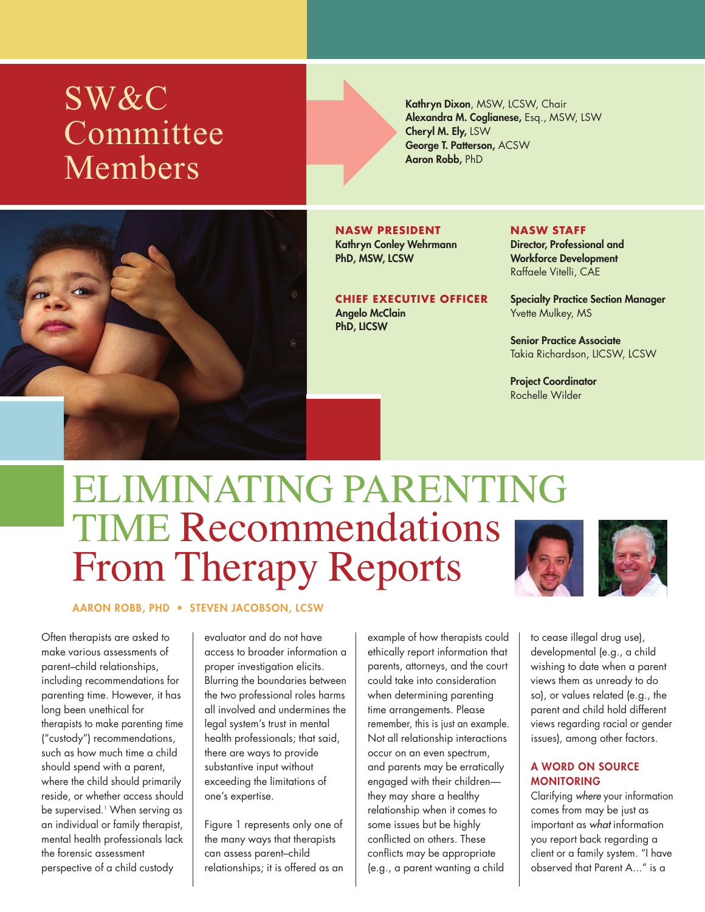# SW&C Committee Members

**Kathryn Dixon**, MSW, LCSW, Chair
**Alexandra M. Coglianese,** Esq., MSW, LSW
**Cheryl M. Ely,** LSW
**George T. Patterson,** ACSW
**Aaron Robb,** PhD

**NASW PRESIDENT**
**Kathryn Conley Wehrmann PhD, MSW, LCSW**

**CHIEF EXECUTIVE OFFICER**
**Angelo McClain PhD, LICSW**

**NASW STAFF**
**Director, Professional and Workforce Development**
Raffaele Vitelli, CAE

**Specialty Practice Section Manager**
Yvette Mulkey, MS

**Senior Practice Associate**
Takia Richardson, LICSW, LCSW

**Project Coordinator**
Rochelle Wilder

# ELIMINATING PARENTING TIME Recommendations From Therapy Reports

**AARON ROBB, PHD • STEVEN JACOBSON, LCSW**

Often therapists are asked to make various assessments of parent–child relationships, including recommendations for parenting time. However, it has long been unethical for therapists to make parenting time ("custody") recommendations, such as how much time a child should spend with a parent, where the child should primarily reside, or whether access should be supervised.[1] When serving as an individual or family therapist, mental health professionals lack the forensic assessment perspective of a child custody evaluator and do not have access to broader information a proper investigation elicits. Blurring the boundaries between the two professional roles harms all involved and undermines the legal system's trust in mental health professionals; that said, there are ways to provide substantive input without exceeding the limitations of one's expertise.

Figure 1 represents only one of the many ways that therapists can assess parent–child relationships; it is offered as an example of how therapists could ethically report information that parents, attorneys, and the court could take into consideration when determining parenting time arrangements. Please remember, this is just an example. Not all relationship interactions occur on an even spectrum, and parents may be erratically engaged with their children—they may share a healthy relationship when it comes to some issues but be highly conflicted on others. These conflicts may be appropriate (e.g., a parent wanting a child to cease illegal drug use), developmental (e.g., a child wishing to date when a parent views them as unready to do so), or values related (e.g., the parent and child hold different views regarding racial or gender issues), among other factors.

### A WORD ON SOURCE MONITORING

Clarifying *where* your information comes from may be just as important as *what* information you report back regarding a client or a family system. "I have observed that Parent A…" is a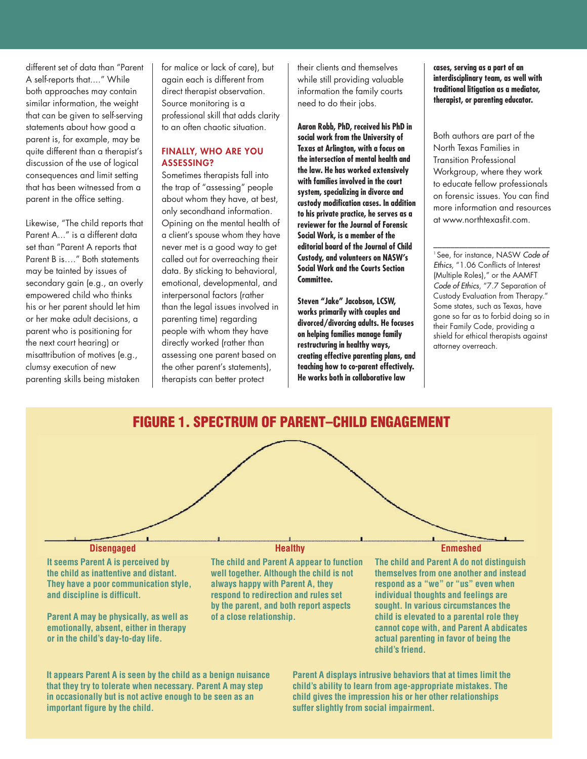different set of data than "Parent A self-reports that…." While both approaches may contain similar information, the weight that can be given to self-serving statements about how good a parent is, for example, may be quite different than a therapist's discussion of the use of logical consequences and limit setting that has been witnessed from a parent in the office setting.

Likewise, "The child reports that Parent A…" is a different data set than "Parent A reports that Parent B is…." Both statements may be tainted by issues of secondary gain (e.g., an overly empowered child who thinks his or her parent should let him or her make adult decisions, a parent who is positioning for the next court hearing) or misattribution of motives (e.g., clumsy execution of new parenting skills being mistaken for malice or lack of care), but again each is different from direct therapist observation. Source monitoring is a professional skill that adds clarity to an often chaotic situation.

## FINALLY, WHO ARE YOU ASSESSING?

Sometimes therapists fall into the trap of "assessing" people about whom they have, at best, only secondhand information. Opining on the mental health of a client's spouse whom they have never met is a good way to get called out for overreaching their data. By sticking to behavioral, emotional, developmental, and interpersonal factors (rather than the legal issues involved in parenting time) regarding people with whom they have directly worked (rather than assessing one parent based on the other parent's statements), therapists can better protect their clients and themselves while still providing valuable information the family courts need to do their jobs.

**Aaron Robb, PhD, received his PhD in social work from the University of Texas at Arlington, with a focus on the intersection of mental health and the law. He has worked extensively with families involved in the court system, specializing in divorce and custody modification cases. In addition to his private practice, he serves as a reviewer for the Journal of Forensic Social Work, is a member of the editorial board of the Journal of Child Custody, and volunteers on NASW's Social Work and the Courts Section Committee.**

**Steven "Jake" Jacobson, LCSW, works primarily with couples and divorced/divorcing adults. He focuses on helping families manage family restructuring in healthy ways, creating effective parenting plans, and teaching how to co-parent effectively. He works both in collaborative law cases, serving as a part of an interdisciplinary team, as well with traditional litigation as a mediator, therapist, or parenting educator.**

Both authors are part of the North Texas Families in Transition Professional Workgroup, where they work to educate fellow professionals on forensic issues. You can find more information and resources at www.northtexasfit.com.

[1] See, for instance, NASW *Code of Ethics*, "1.06 Conflicts of Interest (Multiple Roles)," or the AAMFT *Code of Ethics*, "7.7 Separation of Custody Evaluation from Therapy." Some states, such as Texas, have gone so far as to forbid doing so in their Family Code, providing a shield for ethical therapists against attorney overreach.

## FIGURE 1. SPECTRUM OF PARENT–CHILD ENGAGEMENT

**Disengaged**

It seems Parent A is perceived by the child as inattentive and distant. They have a poor communication style, and discipline is difficult.

Parent A may be physically, as well as emotionally, absent, either in therapy or in the child's day-to-day life.

**Healthy**

The child and Parent A appear to function well together. Although the child is not always happy with Parent A, they respond to redirection and rules set by the parent, and both report aspects of a close relationship.

**Enmeshed**

The child and Parent A do not distinguish themselves from one another and instead respond as a "we" or "us" even when individual thoughts and feelings are sought. In various circumstances the child is elevated to a parental role they cannot cope with, and Parent A abdicates actual parenting in favor of being the child's friend.

It appears Parent A is seen by the child as a benign nuisance that they try to tolerate when necessary. Parent A may step in occasionally but is not active enough to be seen as an important figure by the child.

Parent A displays intrusive behaviors that at times limit the child's ability to learn from age-appropriate mistakes. The child gives the impression his or her other relationships suffer slightly from social impairment.